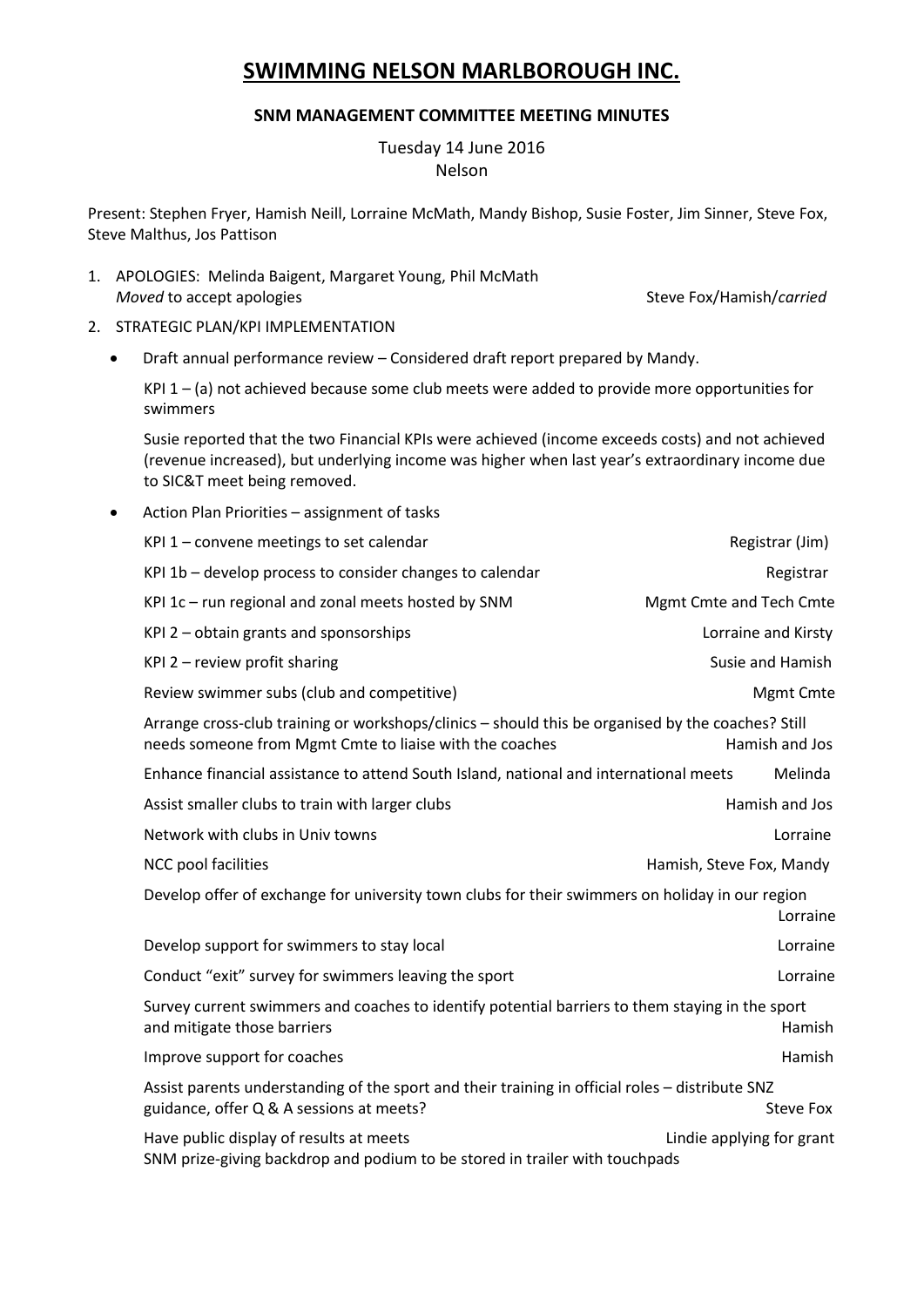# SWIMMING NELSON MARLBOROUGH INC.

## SNM MANAGEMENT COMMITTEE MEETING MINUTES

Tuesday 14 June 2016
Nelson

Present: Stephen Fryer, Hamish Neill, Lorraine McMath, Mandy Bishop, Susie Foster, Jim Sinner, Steve Fox, Steve Malthus, Jos Pattison

1. APOLOGIES: Melinda Baigent, Margaret Young, Phil McMath
   *Moved* to accept apologies — Steve Fox/Hamish/*carried*

2. STRATEGIC PLAN/KPI IMPLEMENTATION

   - Draft annual performance review – Considered draft report prepared by Mandy.

     KPI 1 – (a) not achieved because some club meets were added to provide more opportunities for swimmers

     Susie reported that the two Financial KPIs were achieved (income exceeds costs) and not achieved (revenue increased), but underlying income was higher when last year's extraordinary income due to SIC&T meet being removed.

   - Action Plan Priorities – assignment of tasks

| Task | Assigned to |
| --- | --- |
| KPI 1 – convene meetings to set calendar | Registrar (Jim) |
| KPI 1b – develop process to consider changes to calendar | Registrar |
| KPI 1c – run regional and zonal meets hosted by SNM | Mgmt Cmte and Tech Cmte |
| KPI 2 – obtain grants and sponsorships | Lorraine and Kirsty |
| KPI 2 – review profit sharing | Susie and Hamish |
| Review swimmer subs (club and competitive) | Mgmt Cmte |
| Arrange cross-club training or workshops/clinics – should this be organised by the coaches? Still needs someone from Mgmt Cmte to liaise with the coaches | Hamish and Jos |
| Enhance financial assistance to attend South Island, national and international meets | Melinda |
| Assist smaller clubs to train with larger clubs | Hamish and Jos |
| Network with clubs in Univ towns | Lorraine |
| NCC pool facilities | Hamish, Steve Fox, Mandy |
| Develop offer of exchange for university town clubs for their swimmers on holiday in our region | Lorraine |
| Develop support for swimmers to stay local | Lorraine |
| Conduct "exit" survey for swimmers leaving the sport | Lorraine |
| Survey current swimmers and coaches to identify potential barriers to them staying in the sport and mitigate those barriers | Hamish |
| Improve support for coaches | Hamish |
| Assist parents understanding of the sport and their training in official roles – distribute SNZ guidance, offer Q & A sessions at meets? | Steve Fox |
| Have public display of results at meets | Lindie applying for grant |

     SNM prize-giving backdrop and podium to be stored in trailer with touchpads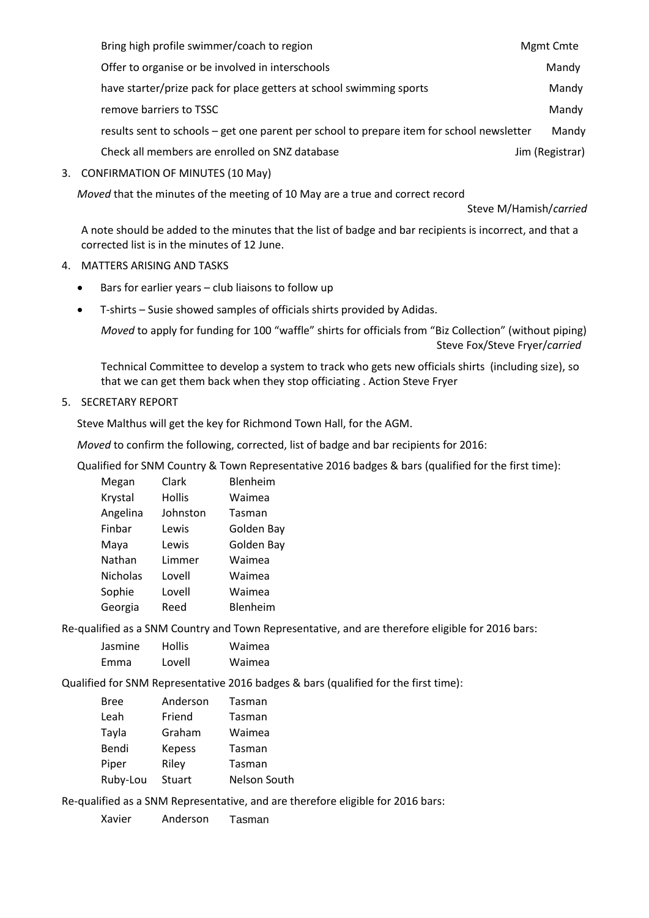| | |
|---|---|
| Bring high profile swimmer/coach to region | Mgmt Cmte |
| Offer to organise or be involved in interschools | Mandy |
| have starter/prize pack for place getters at school swimming sports | Mandy |
| remove barriers to TSSC | Mandy |
| results sent to schools – get one parent per school to prepare item for school newsletter | Mandy |
| Check all members are enrolled on SNZ database | Jim (Registrar) |

3. CONFIRMATION OF MINUTES (10 May)

   *Moved* that the minutes of the meeting of 10 May are a true and correct record

   Steve M/Hamish/*carried*

   A note should be added to the minutes that the list of badge and bar recipients is incorrect, and that a corrected list is in the minutes of 12 June.

4. MATTERS ARISING AND TASKS

   - Bars for earlier years – club liaisons to follow up
   - T-shirts – Susie showed samples of officials shirts provided by Adidas.

     *Moved* to apply for funding for 100 "waffle" shirts for officials from "Biz Collection" (without piping)
     Steve Fox/Steve Fryer/*carried*

     Technical Committee to develop a system to track who gets new officials shirts (including size), so that we can get them back when they stop officiating . Action Steve Fryer

5. SECRETARY REPORT

   Steve Malthus will get the key for Richmond Town Hall, for the AGM.

   *Moved* to confirm the following, corrected, list of badge and bar recipients for 2016:

   Qualified for SNM Country & Town Representative 2016 badges & bars (qualified for the first time):

| | | |
|---|---|---|
| Megan | Clark | Blenheim |
| Krystal | Hollis | Waimea |
| Angelina | Johnston | Tasman |
| Finbar | Lewis | Golden Bay |
| Maya | Lewis | Golden Bay |
| Nathan | Limmer | Waimea |
| Nicholas | Lovell | Waimea |
| Sophie | Lovell | Waimea |
| Georgia | Reed | Blenheim |

Re-qualified as a SNM Country and Town Representative, and are therefore eligible for 2016 bars:

| | | |
|---|---|---|
| Jasmine | Hollis | Waimea |
| Emma | Lovell | Waimea |

Qualified for SNM Representative 2016 badges & bars (qualified for the first time):

| | | |
|---|---|---|
| Bree | Anderson | Tasman |
| Leah | Friend | Tasman |
| Tayla | Graham | Waimea |
| Bendi | Kepess | Tasman |
| Piper | Riley | Tasman |
| Ruby-Lou | Stuart | Nelson South |

Re-qualified as a SNM Representative, and are therefore eligible for 2016 bars:

| | | |
|---|---|---|
| Xavier | Anderson | Tasman |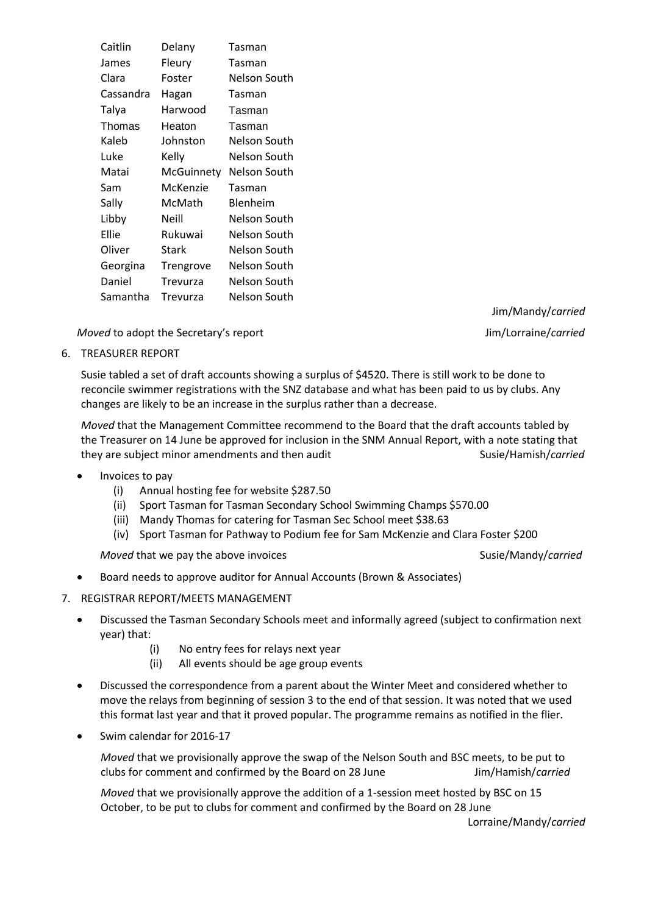| | | |
|---|---|---|
| Caitlin | Delany | Tasman |
| James | Fleury | Tasman |
| Clara | Foster | Nelson South |
| Cassandra | Hagan | Tasman |
| Talya | Harwood | Tasman |
| Thomas | Heaton | Tasman |
| Kaleb | Johnston | Nelson South |
| Luke | Kelly | Nelson South |
| Matai | McGuinnety | Nelson South |
| Sam | McKenzie | Tasman |
| Sally | McMath | Blenheim |
| Libby | Neill | Nelson South |
| Ellie | Rukuwai | Nelson South |
| Oliver | Stark | Nelson South |
| Georgina | Trengrove | Nelson South |
| Daniel | Trevurza | Nelson South |
| Samantha | Trevurza | Nelson South |

Jim/Mandy/*carried*

*Moved* to adopt the Secretary's report Jim/Lorraine/*carried*

6. TREASURER REPORT

   Susie tabled a set of draft accounts showing a surplus of $4520. There is still work to be done to reconcile swimmer registrations with the SNZ database and what has been paid to us by clubs. Any changes are likely to be an increase in the surplus rather than a decrease.

   *Moved* that the Management Committee recommend to the Board that the draft accounts tabled by the Treasurer on 14 June be approved for inclusion in the SNM Annual Report, with a note stating that they are subject minor amendments and then audit Susie/Hamish/*carried*

   - Invoices to pay
     (i) Annual hosting fee for website $287.50
     (ii) Sport Tasman for Tasman Secondary School Swimming Champs $570.00
     (iii) Mandy Thomas for catering for Tasman Sec School meet $38.63
     (iv) Sport Tasman for Pathway to Podium fee for Sam McKenzie and Clara Foster $200

   *Moved* that we pay the above invoices Susie/Mandy/*carried*

   - Board needs to approve auditor for Annual Accounts (Brown & Associates)

7. REGISTRAR REPORT/MEETS MANAGEMENT

   - Discussed the Tasman Secondary Schools meet and informally agreed (subject to confirmation next year) that:
     (i) No entry fees for relays next year
     (ii) All events should be age group events
   - Discussed the correspondence from a parent about the Winter Meet and considered whether to move the relays from beginning of session 3 to the end of that session. It was noted that we used this format last year and that it proved popular. The programme remains as notified in the flier.
   - Swim calendar for 2016-17

   *Moved* that we provisionally approve the swap of the Nelson South and BSC meets, to be put to clubs for comment and confirmed by the Board on 28 June Jim/Hamish/*carried*

   *Moved* that we provisionally approve the addition of a 1-session meet hosted by BSC on 15 October, to be put to clubs for comment and confirmed by the Board on 28 June

   Lorraine/Mandy/*carried*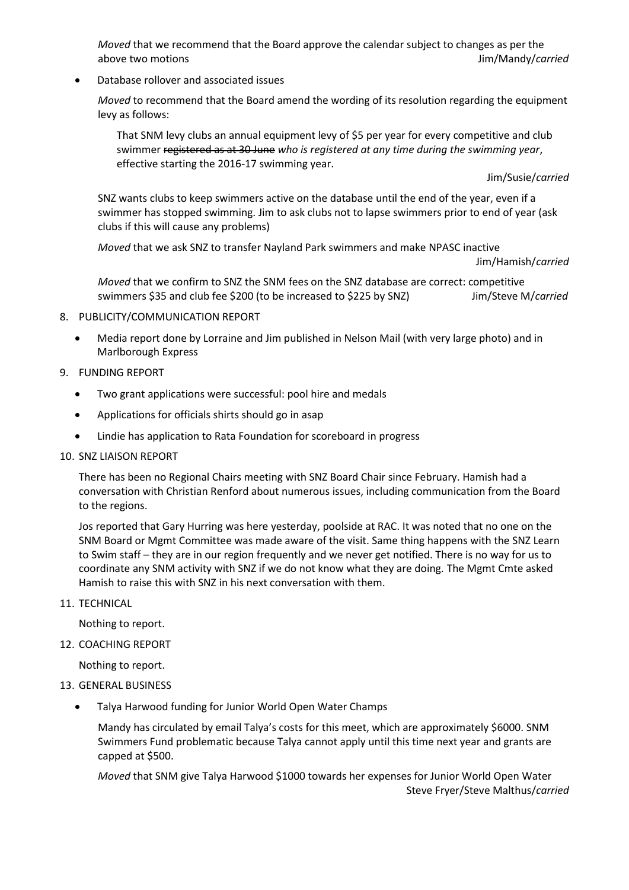*Moved* that we recommend that the Board approve the calendar subject to changes as per the above two motions Jim/Mandy/*carried*

- Database rollover and associated issues

  *Moved* to recommend that the Board amend the wording of its resolution regarding the equipment levy as follows:

  > That SNM levy clubs an annual equipment levy of $5 per year for every competitive and club swimmer ~~registered as at 30 June~~ *who is registered at any time during the swimming year*, effective starting the 2016-17 swimming year.

  Jim/Susie/*carried*

  SNZ wants clubs to keep swimmers active on the database until the end of the year, even if a swimmer has stopped swimming. Jim to ask clubs not to lapse swimmers prior to end of year (ask clubs if this will cause any problems)

  *Moved* that we ask SNZ to transfer Nayland Park swimmers and make NPASC inactive Jim/Hamish/*carried*

  *Moved* that we confirm to SNZ the SNM fees on the SNZ database are correct: competitive swimmers $35 and club fee $200 (to be increased to $225 by SNZ) Jim/Steve M/*carried*

8. PUBLICITY/COMMUNICATION REPORT

   - Media report done by Lorraine and Jim published in Nelson Mail (with very large photo) and in Marlborough Express

9. FUNDING REPORT

   - Two grant applications were successful: pool hire and medals
   - Applications for officials shirts should go in asap
   - Lindie has application to Rata Foundation for scoreboard in progress

10. SNZ LIAISON REPORT

    There has been no Regional Chairs meeting with SNZ Board Chair since February. Hamish had a conversation with Christian Renford about numerous issues, including communication from the Board to the regions.

    Jos reported that Gary Hurring was here yesterday, poolside at RAC. It was noted that no one on the SNM Board or Mgmt Committee was made aware of the visit. Same thing happens with the SNZ Learn to Swim staff – they are in our region frequently and we never get notified. There is no way for us to coordinate any SNM activity with SNZ if we do not know what they are doing. The Mgmt Cmte asked Hamish to raise this with SNZ in his next conversation with them.

11. TECHNICAL

    Nothing to report.

12. COACHING REPORT

    Nothing to report.

13. GENERAL BUSINESS

    - Talya Harwood funding for Junior World Open Water Champs

      Mandy has circulated by email Talya's costs for this meet, which are approximately $6000. SNM Swimmers Fund problematic because Talya cannot apply until this time next year and grants are capped at $500.

      *Moved* that SNM give Talya Harwood $1000 towards her expenses for Junior World Open Water Steve Fryer/Steve Malthus/*carried*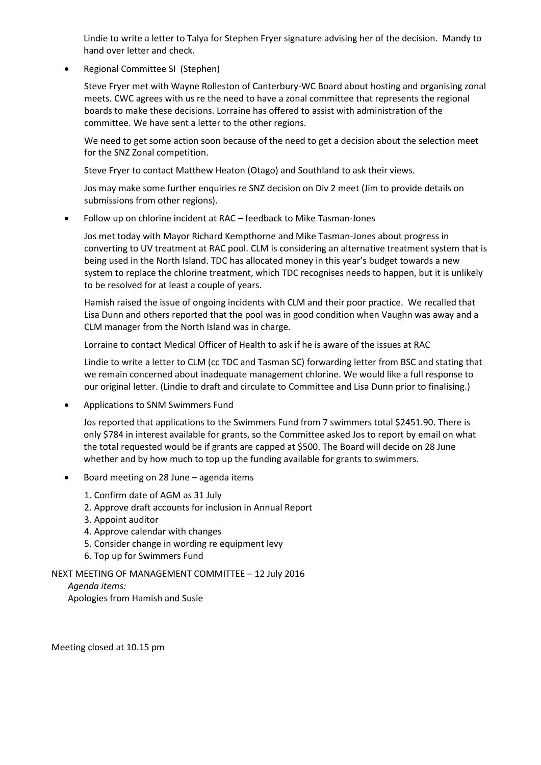Lindie to write a letter to Talya for Stephen Fryer signature advising her of the decision. Mandy to hand over letter and check.

- Regional Committee SI (Stephen)

  Steve Fryer met with Wayne Rolleston of Canterbury-WC Board about hosting and organising zonal meets. CWC agrees with us re the need to have a zonal committee that represents the regional boards to make these decisions. Lorraine has offered to assist with administration of the committee. We have sent a letter to the other regions.

  We need to get some action soon because of the need to get a decision about the selection meet for the SNZ Zonal competition.

  Steve Fryer to contact Matthew Heaton (Otago) and Southland to ask their views.

  Jos may make some further enquiries re SNZ decision on Div 2 meet (Jim to provide details on submissions from other regions).

- Follow up on chlorine incident at RAC – feedback to Mike Tasman-Jones

  Jos met today with Mayor Richard Kempthorne and Mike Tasman-Jones about progress in converting to UV treatment at RAC pool. CLM is considering an alternative treatment system that is being used in the North Island. TDC has allocated money in this year's budget towards a new system to replace the chlorine treatment, which TDC recognises needs to happen, but it is unlikely to be resolved for at least a couple of years.

  Hamish raised the issue of ongoing incidents with CLM and their poor practice. We recalled that Lisa Dunn and others reported that the pool was in good condition when Vaughn was away and a CLM manager from the North Island was in charge.

  Lorraine to contact Medical Officer of Health to ask if he is aware of the issues at RAC

  Lindie to write a letter to CLM (cc TDC and Tasman SC) forwarding letter from BSC and stating that we remain concerned about inadequate management chlorine. We would like a full response to our original letter. (Lindie to draft and circulate to Committee and Lisa Dunn prior to finalising.)

- Applications to SNM Swimmers Fund

  Jos reported that applications to the Swimmers Fund from 7 swimmers total $2451.90. There is only $784 in interest available for grants, so the Committee asked Jos to report by email on what the total requested would be if grants are capped at $500. The Board will decide on 28 June whether and by how much to top up the funding available for grants to swimmers.

- Board meeting on 28 June – agenda items

  1. Confirm date of AGM as 31 July
  2. Approve draft accounts for inclusion in Annual Report
  3. Appoint auditor
  4. Approve calendar with changes
  5. Consider change in wording re equipment levy
  6. Top up for Swimmers Fund

NEXT MEETING OF MANAGEMENT COMMITTEE – 12 July 2016

*Agenda items:*

Apologies from Hamish and Susie

Meeting closed at 10.15 pm